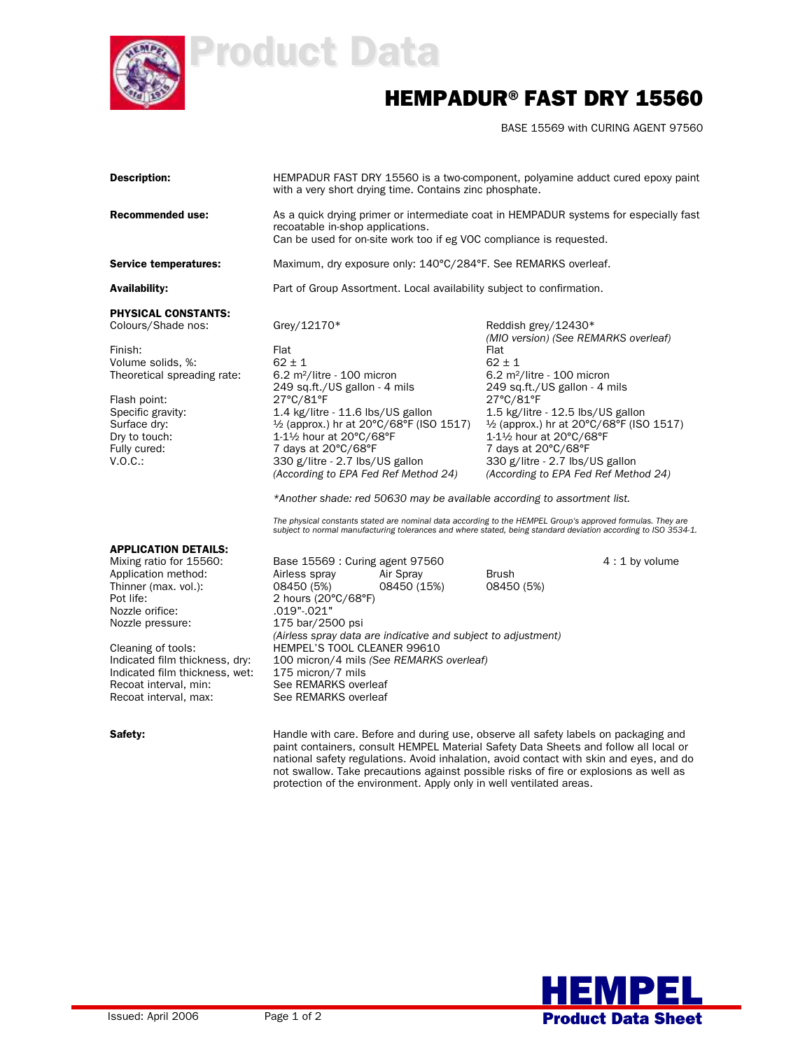# HEMPADUR® FAST DRY 15560

BASE 15569 with CURING AGENT 97560

**Description:** HEMPADUR FAST DRY 15560 is a two-component, polyamine adduct cured epoxy paint with a very short drying time. Contains zinc phosphate.

**Recommended use:** As a quick drying primer or intermediate coat in HEMPADUR systems for especially fast recoatable in-shop applications.
Can be used for on-site work too if eg VOC compliance is requested.

**Service temperatures:** Maximum, dry exposure only: 140°C/284°F. See REMARKS overleaf.

**Availability:** Part of Group Assortment. Local availability subject to confirmation.

**PHYSICAL CONSTANTS:**

| | | |
|---|---|---|
| Colours/Shade nos: | Grey/12170* | Reddish grey/12430* *(MIO version) (See REMARKS overleaf)* |
| Finish: | Flat | Flat |
| Volume solids, %: | 62 ± 1 | 62 ± 1 |
| Theoretical spreading rate: | 6.2 m²/litre - 100 micron<br>249 sq.ft./US gallon - 4 mils | 6.2 m²/litre - 100 micron<br>249 sq.ft./US gallon - 4 mils |
| Flash point: | 27°C/81°F | 27°C/81°F |
| Specific gravity: | 1.4 kg/litre - 11.6 lbs/US gallon | 1.5 kg/litre - 12.5 lbs/US gallon |
| Surface dry: | ½ (approx.) hr at 20°C/68°F (ISO 1517) | ½ (approx.) hr at 20°C/68°F (ISO 1517) |
| Dry to touch: | 1-1½ hour at 20°C/68°F | 1-1½ hour at 20°C/68°F |
| Fully cured: | 7 days at 20°C/68°F | 7 days at 20°C/68°F |
| V.O.C.: | 330 g/litre - 2.7 lbs/US gallon<br>*(According to EPA Fed Ref Method 24)* | 330 g/litre - 2.7 lbs/US gallon<br>*(According to EPA Fed Ref Method 24)* |

*\*Another shade: red 50630 may be available according to assortment list.*

*The physical constants stated are nominal data according to the HEMPEL Group's approved formulas. They are subject to normal manufacturing tolerances and where stated, being standard deviation according to ISO 3534-1.*

**APPLICATION DETAILS:**

| | | | | |
|---|---|---|---|---|
| Mixing ratio for 15560: | Base 15569 : Curing agent 97560 | | | 4 : 1 by volume |
| Application method: | Airless spray | Air Spray | Brush | |
| Thinner (max. vol.): | 08450 (5%) | 08450 (15%) | 08450 (5%) | |
| Pot life: | 2 hours (20°C/68°F) | | | |
| Nozzle orifice: | .019"-.021" | | | |
| Nozzle pressure: | 175 bar/2500 psi<br>*(Airless spray data are indicative and subject to adjustment)* | | | |
| Cleaning of tools: | HEMPEL'S TOOL CLEANER 99610 | | | |
| Indicated film thickness, dry: | 100 micron/4 mils *(See REMARKS overleaf)* | | | |
| Indicated film thickness, wet: | 175 micron/7 mils | | | |
| Recoat interval, min: | See REMARKS overleaf | | | |
| Recoat interval, max: | See REMARKS overleaf | | | |

**Safety:** Handle with care. Before and during use, observe all safety labels on packaging and paint containers, consult HEMPEL Material Safety Data Sheets and follow all local or national safety regulations. Avoid inhalation, avoid contact with skin and eyes, and do not swallow. Take precautions against possible risks of fire or explosions as well as protection of the environment. Apply only in well ventilated areas.

Issued: April 2006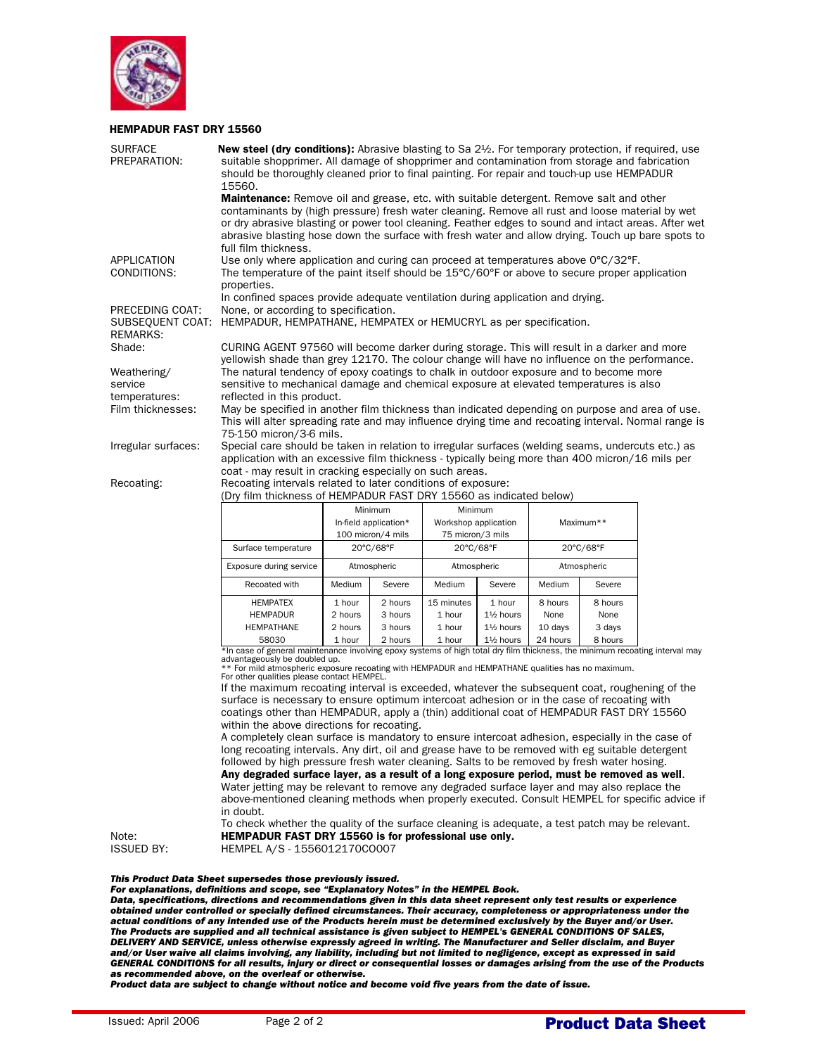**HEMPADUR FAST DRY 15560**

SURFACE PREPARATION: **New steel (dry conditions):** Abrasive blasting to Sa 2½. For temporary protection, if required, use suitable shopprimer. All damage of shopprimer and contamination from storage and fabrication should be thoroughly cleaned prior to final painting. For repair and touch-up use HEMPADUR 15560.
**Maintenance:** Remove oil and grease, etc. with suitable detergent. Remove salt and other contaminants by (high pressure) fresh water cleaning. Remove all rust and loose material by wet or dry abrasive blasting or power tool cleaning. Feather edges to sound and intact areas. After wet abrasive blasting hose down the surface with fresh water and allow drying. Touch up bare spots to full film thickness.

APPLICATION CONDITIONS: Use only where application and curing can proceed at temperatures above 0°C/32°F. The temperature of the paint itself should be 15°C/60°F or above to secure proper application properties.
In confined spaces provide adequate ventilation during application and drying.

PRECEDING COAT: None, or according to specification.

SUBSEQUENT COAT: HEMPADUR, HEMPATHANE, HEMPATEX or HEMUCRYL as per specification.

REMARKS:

Shade: CURING AGENT 97560 will become darker during storage. This will result in a darker and more yellowish shade than grey 12170. The colour change will have no influence on the performance.

Weathering/service temperatures: The natural tendency of epoxy coatings to chalk in outdoor exposure and to become more sensitive to mechanical damage and chemical exposure at elevated temperatures is also reflected in this product.

Film thicknesses: May be specified in another film thickness than indicated depending on purpose and area of use. This will alter spreading rate and may influence drying time and recoating interval. Normal range is 75-150 micron/3-6 mils.

Irregular surfaces: Special care should be taken in relation to irregular surfaces (welding seams, undercuts etc.) as application with an excessive film thickness - typically being more than 400 micron/16 mils per coat - may result in cracking especially on such areas.

Recoating: Recoating intervals related to later conditions of exposure:
(Dry film thickness of HEMPADUR FAST DRY 15560 as indicated below)

| | Minimum In-field application* 100 micron/4 mils | | Minimum Workshop application 75 micron/3 mils | | Maximum** | |
|---|---|---|---|---|---|---|
| Surface temperature | 20°C/68°F | | 20°C/68°F | | 20°C/68°F | |
| Exposure during service | Atmospheric | | Atmospheric | | Atmospheric | |
| Recoated with | Medium | Severe | Medium | Severe | Medium | Severe |
| HEMPATEX | 1 hour | 2 hours | 15 minutes | 1 hour | 8 hours | 8 hours |
| HEMPADUR | 2 hours | 3 hours | 1 hour | 1½ hours | None | None |
| HEMPATHANE | 2 hours | 3 hours | 1 hour | 1½ hours | 10 days | 3 days |
| 58030 | 1 hour | 2 hours | 1 hour | 1½ hours | 24 hours | 8 hours |

*In case of general maintenance involving epoxy systems of high total dry film thickness, the minimum recoating interval may advantageously be doubled up.
** For mild atmospheric exposure recoating with HEMPADUR and HEMPATHANE qualities has no maximum.
For other qualities please contact HEMPEL.

If the maximum recoating interval is exceeded, whatever the subsequent coat, roughening of the surface is necessary to ensure optimum intercoat adhesion or in the case of recoating with coatings other than HEMPADUR, apply a (thin) additional coat of HEMPADUR FAST DRY 15560 within the above directions for recoating.

A completely clean surface is mandatory to ensure intercoat adhesion, especially in the case of long recoating intervals. Any dirt, oil and grease have to be removed with eg suitable detergent followed by high pressure fresh water cleaning. Salts to be removed by fresh water hosing.
**Any degraded surface layer, as a result of a long exposure period, must be removed as well**.
Water jetting may be relevant to remove any degraded surface layer and may also replace the above-mentioned cleaning methods when properly executed. Consult HEMPEL for specific advice if in doubt.
To check whether the quality of the surface cleaning is adequate, a test patch may be relevant.

Note: **HEMPADUR FAST DRY 15560 is for professional use only.**

ISSUED BY: HEMPEL A/S - 1556012170CO007

***This Product Data Sheet supersedes those previously issued.***
***For explanations, definitions and scope, see "Explanatory Notes" in the HEMPEL Book.***
***Data, specifications, directions and recommendations given in this data sheet represent only test results or experience obtained under controlled or specially defined circumstances. Their accuracy, completeness or appropriateness under the actual conditions of any intended use of the Products herein must be determined exclusively by the Buyer and/or User. The Products are supplied and all technical assistance is given subject to HEMPEL's GENERAL CONDITIONS OF SALES, DELIVERY AND SERVICE, unless otherwise expressly agreed in writing. The Manufacturer and Seller disclaim, and Buyer and/or User waive all claims involving, any liability, including but not limited to negligence, except as expressed in said GENERAL CONDITIONS for all results, injury or direct or consequential losses or damages arising from the use of the Products as recommended above, on the overleaf or otherwise.***
***Product data are subject to change without notice and become void five years from the date of issue.***

Issued: April 2006

**Product Data Sheet**